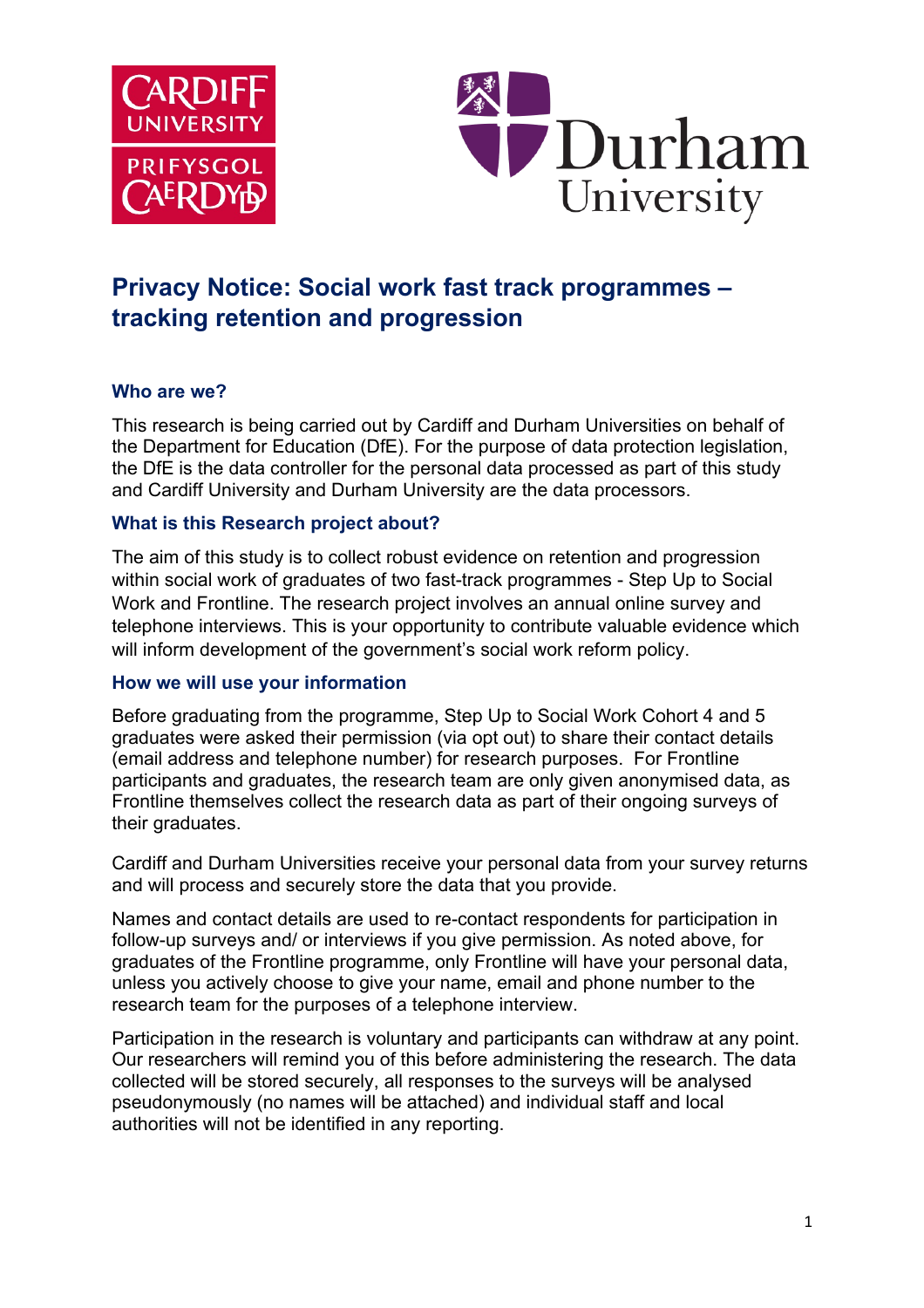# Privacy Notice: Social work fast track programmes – tracking retention and progression

### Who are we?

This research is being carried out by Cardiff and Durham Universities on behalf of the Department for Education (DfE). For the purpose of data protection legislation, the DfE is the data controller for the personal data processed as part of this study and Cardiff University and Durham University are the data processors.

### What is this Research project about?

The aim of this study is to collect robust evidence on retention and progression within social work of graduates of two fast-track programmes - Step Up to Social Work and Frontline. The research project involves an annual online survey and telephone interviews. This is your opportunity to contribute valuable evidence which will inform development of the government's social work reform policy.

### How we will use your information

Before graduating from the programme, Step Up to Social Work Cohort 4 and 5 graduates were asked their permission (via opt out) to share their contact details (email address and telephone number) for research purposes. For Frontline participants and graduates, the research team are only given anonymised data, as Frontline themselves collect the research data as part of their ongoing surveys of their graduates.

Cardiff and Durham Universities receive your personal data from your survey returns and will process and securely store the data that you provide.

Names and contact details are used to re-contact respondents for participation in follow-up surveys and/ or interviews if you give permission. As noted above, for graduates of the Frontline programme, only Frontline will have your personal data, unless you actively choose to give your name, email and phone number to the research team for the purposes of a telephone interview.

Participation in the research is voluntary and participants can withdraw at any point. Our researchers will remind you of this before administering the research. The data collected will be stored securely, all responses to the surveys will be analysed pseudonymously (no names will be attached) and individual staff and local authorities will not be identified in any reporting.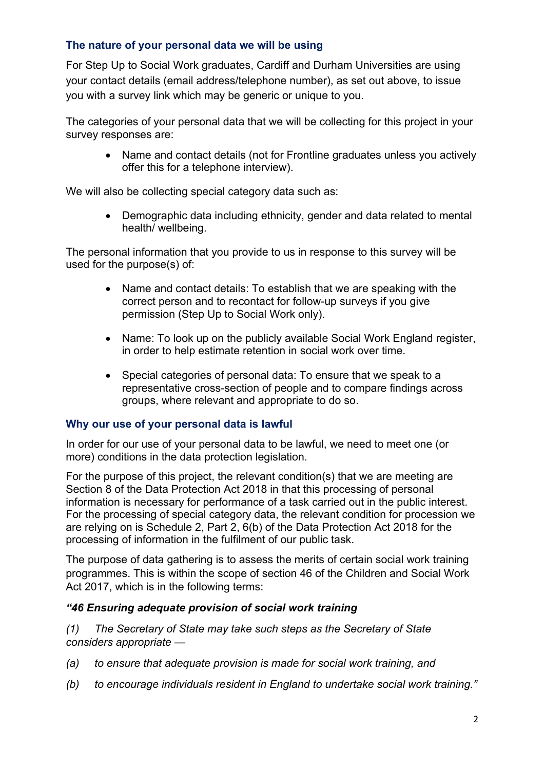### The nature of your personal data we will be using

For Step Up to Social Work graduates, Cardiff and Durham Universities are using your contact details (email address/telephone number), as set out above, to issue you with a survey link which may be generic or unique to you.

The categories of your personal data that we will be collecting for this project in your survey responses are:

- Name and contact details (not for Frontline graduates unless you actively offer this for a telephone interview).

We will also be collecting special category data such as:

- Demographic data including ethnicity, gender and data related to mental health/ wellbeing.

The personal information that you provide to us in response to this survey will be used for the purpose(s) of:

- Name and contact details: To establish that we are speaking with the correct person and to recontact for follow-up surveys if you give permission (Step Up to Social Work only).
- Name: To look up on the publicly available Social Work England register, in order to help estimate retention in social work over time.
- Special categories of personal data: To ensure that we speak to a representative cross-section of people and to compare findings across groups, where relevant and appropriate to do so.

### Why our use of your personal data is lawful

In order for our use of your personal data to be lawful, we need to meet one (or more) conditions in the data protection legislation.

For the purpose of this project, the relevant condition(s) that we are meeting are Section 8 of the Data Protection Act 2018 in that this processing of personal information is necessary for performance of a task carried out in the public interest. For the processing of special category data, the relevant condition for procession we are relying on is Schedule 2, Part 2, 6(b) of the Data Protection Act 2018 for the processing of information in the fulfilment of our public task.

The purpose of data gathering is to assess the merits of certain social work training programmes. This is within the scope of section 46 of the Children and Social Work Act 2017, which is in the following terms:

***"46 Ensuring adequate provision of social work training***

*(1) The Secretary of State may take such steps as the Secretary of State considers appropriate —*

*(a) to ensure that adequate provision is made for social work training, and*

*(b) to encourage individuals resident in England to undertake social work training."*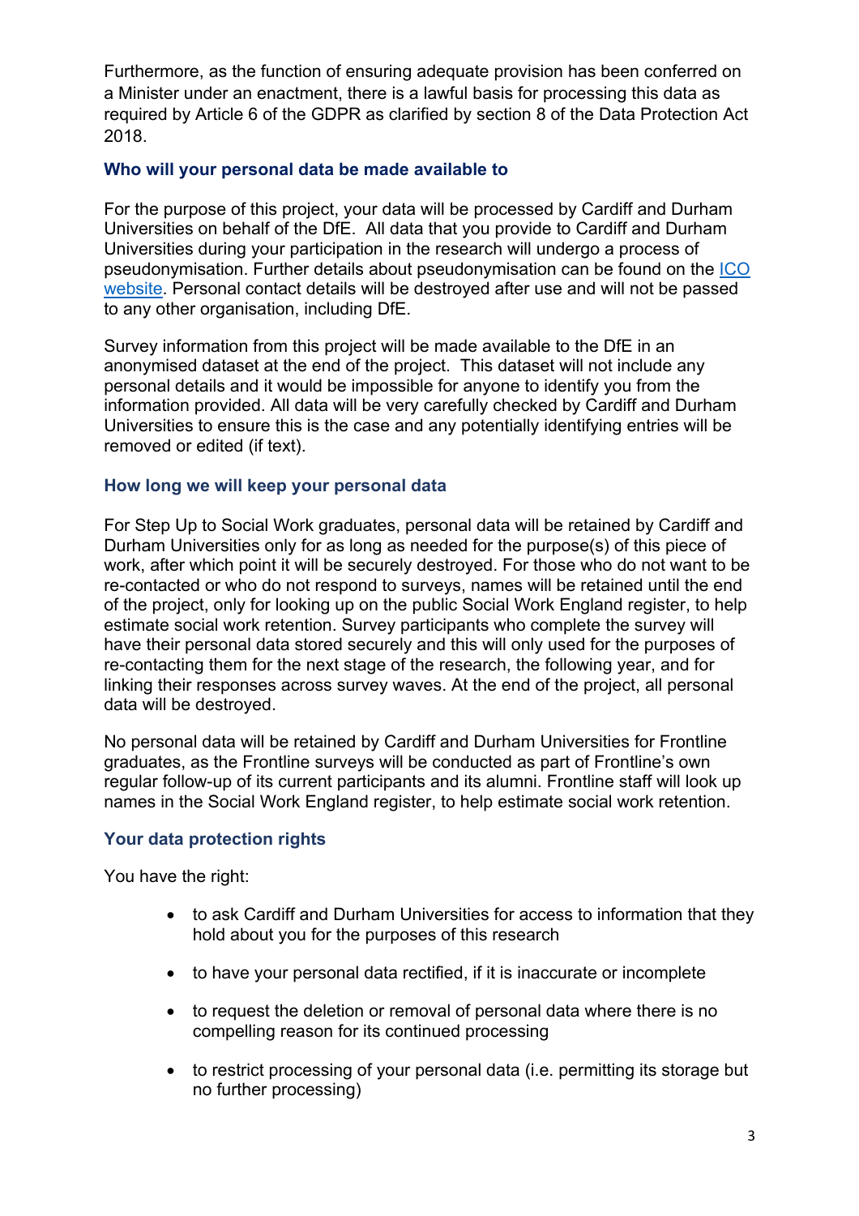Furthermore, as the function of ensuring adequate provision has been conferred on a Minister under an enactment, there is a lawful basis for processing this data as required by Article 6 of the GDPR as clarified by section 8 of the Data Protection Act 2018.

### Who will your personal data be made available to

For the purpose of this project, your data will be processed by Cardiff and Durham Universities on behalf of the DfE. All data that you provide to Cardiff and Durham Universities during your participation in the research will undergo a process of pseudonymisation. Further details about pseudonymisation can be found on the ICO website. Personal contact details will be destroyed after use and will not be passed to any other organisation, including DfE.

Survey information from this project will be made available to the DfE in an anonymised dataset at the end of the project. This dataset will not include any personal details and it would be impossible for anyone to identify you from the information provided. All data will be very carefully checked by Cardiff and Durham Universities to ensure this is the case and any potentially identifying entries will be removed or edited (if text).

### How long we will keep your personal data

For Step Up to Social Work graduates, personal data will be retained by Cardiff and Durham Universities only for as long as needed for the purpose(s) of this piece of work, after which point it will be securely destroyed. For those who do not want to be re-contacted or who do not respond to surveys, names will be retained until the end of the project, only for looking up on the public Social Work England register, to help estimate social work retention. Survey participants who complete the survey will have their personal data stored securely and this will only used for the purposes of re-contacting them for the next stage of the research, the following year, and for linking their responses across survey waves. At the end of the project, all personal data will be destroyed.

No personal data will be retained by Cardiff and Durham Universities for Frontline graduates, as the Frontline surveys will be conducted as part of Frontline's own regular follow-up of its current participants and its alumni. Frontline staff will look up names in the Social Work England register, to help estimate social work retention.

### Your data protection rights

You have the right:

- to ask Cardiff and Durham Universities for access to information that they hold about you for the purposes of this research
- to have your personal data rectified, if it is inaccurate or incomplete
- to request the deletion or removal of personal data where there is no compelling reason for its continued processing
- to restrict processing of your personal data (i.e. permitting its storage but no further processing)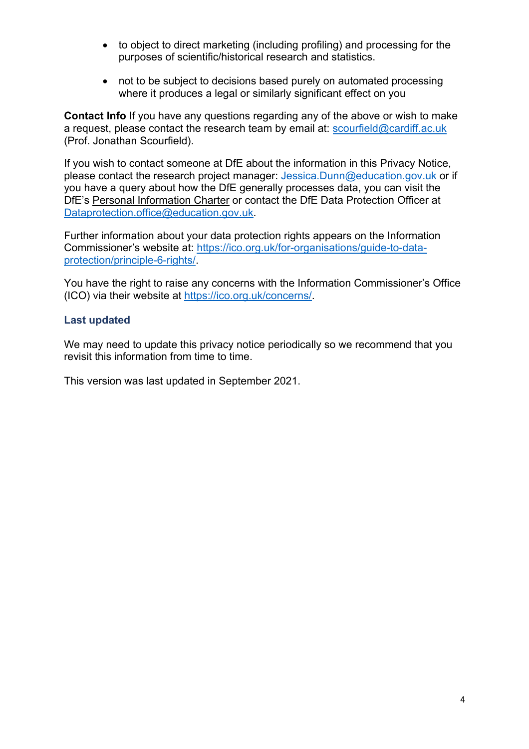- to object to direct marketing (including profiling) and processing for the purposes of scientific/historical research and statistics.
- not to be subject to decisions based purely on automated processing where it produces a legal or similarly significant effect on you

**Contact Info** If you have any questions regarding any of the above or wish to make a request, please contact the research team by email at: scourfield@cardiff.ac.uk (Prof. Jonathan Scourfield).

If you wish to contact someone at DfE about the information in this Privacy Notice, please contact the research project manager: Jessica.Dunn@education.gov.uk or if you have a query about how the DfE generally processes data, you can visit the DfE's Personal Information Charter or contact the DfE Data Protection Officer at Dataprotection.office@education.gov.uk.

Further information about your data protection rights appears on the Information Commissioner's website at: https://ico.org.uk/for-organisations/guide-to-data-protection/principle-6-rights/.

You have the right to raise any concerns with the Information Commissioner's Office (ICO) via their website at https://ico.org.uk/concerns/.

### Last updated

We may need to update this privacy notice periodically so we recommend that you revisit this information from time to time.

This version was last updated in September 2021.